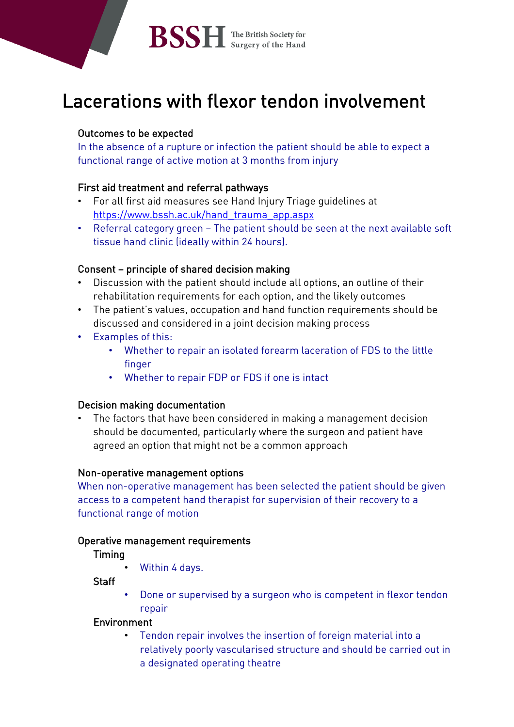# Lacerations with flexor tendon involvement

### Outcomes to be expected

In the absence of a rupture or infection the patient should be able to expect a functional range of active motion at 3 months from injury

### First aid treatment and referral pathways

- For all first aid measures see Hand Injury Triage guidelines at https://www.bssh.ac.uk/hand_trauma_app.aspx
- Referral category green – The patient should be seen at the next available soft tissue hand clinic (ideally within 24 hours).

### Consent – principle of shared decision making

- Discussion with the patient should include all options, an outline of their rehabilitation requirements for each option, and the likely outcomes
- The patient's values, occupation and hand function requirements should be discussed and considered in a joint decision making process
- Examples of this:
    - Whether to repair an isolated forearm laceration of FDS to the little finger
    - Whether to repair FDP or FDS if one is intact

### Decision making documentation

- The factors that have been considered in making a management decision should be documented, particularly where the surgeon and patient have agreed an option that might not be a common approach

### Non-operative management options

When non-operative management has been selected the patient should be given access to a competent hand therapist for supervision of their recovery to a functional range of motion

### Operative management requirements

#### Timing

- Within 4 days.

#### Staff

- Done or supervised by a surgeon who is competent in flexor tendon repair

#### Environment

- Tendon repair involves the insertion of foreign material into a relatively poorly vascularised structure and should be carried out in a designated operating theatre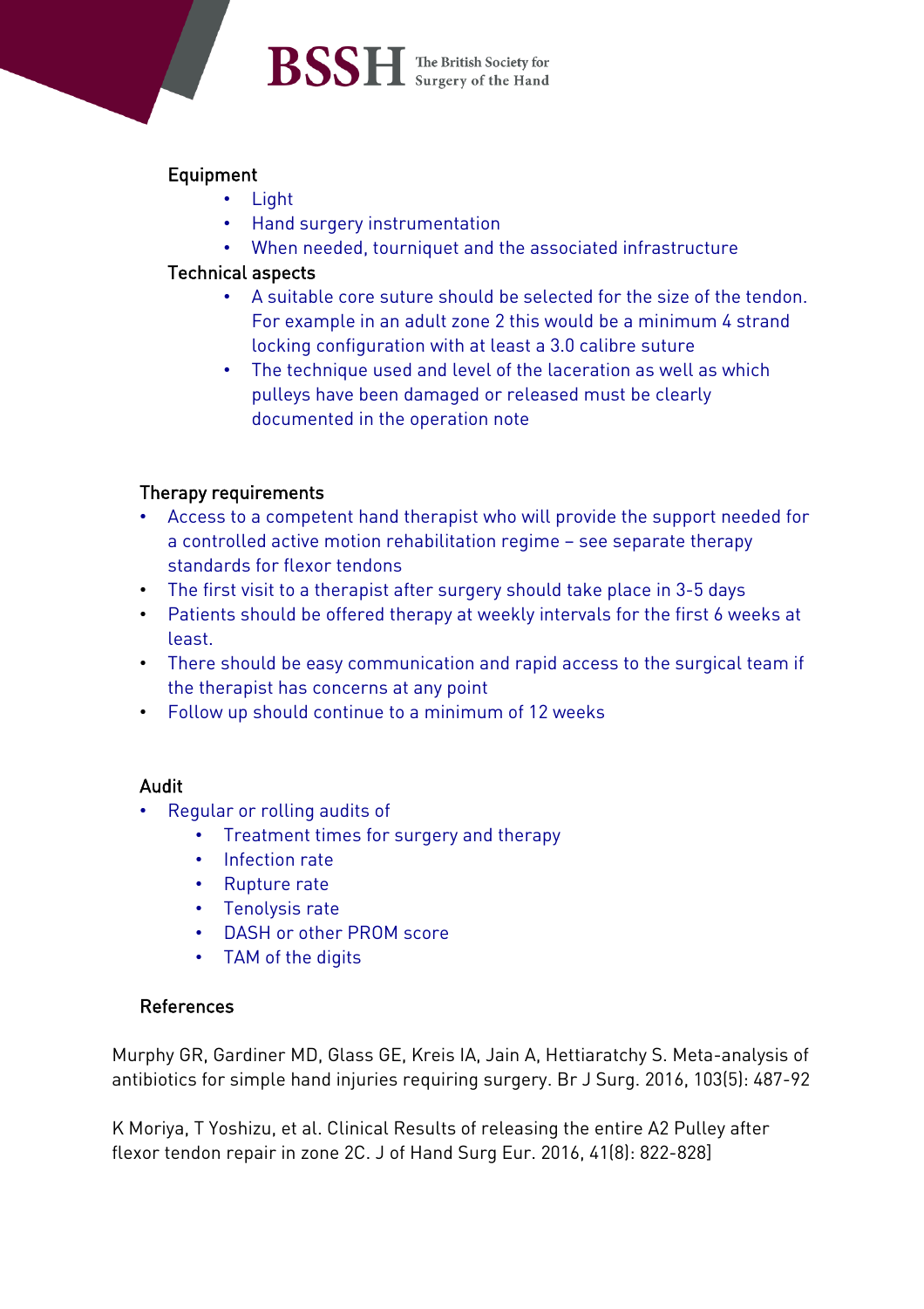### Equipment

- Light
- Hand surgery instrumentation
- When needed, tourniquet and the associated infrastructure

### Technical aspects

- A suitable core suture should be selected for the size of the tendon. For example in an adult zone 2 this would be a minimum 4 strand locking configuration with at least a 3.0 calibre suture
- The technique used and level of the laceration as well as which pulleys have been damaged or released must be clearly documented in the operation note

## Therapy requirements

- Access to a competent hand therapist who will provide the support needed for a controlled active motion rehabilitation regime – see separate therapy standards for flexor tendons
- The first visit to a therapist after surgery should take place in 3-5 days
- Patients should be offered therapy at weekly intervals for the first 6 weeks at least.
- There should be easy communication and rapid access to the surgical team if the therapist has concerns at any point
- Follow up should continue to a minimum of 12 weeks

## Audit

- Regular or rolling audits of
  - Treatment times for surgery and therapy
  - Infection rate
  - Rupture rate
  - Tenolysis rate
  - DASH or other PROM score
  - TAM of the digits

## References

Murphy GR, Gardiner MD, Glass GE, Kreis IA, Jain A, Hettiaratchy S. Meta-analysis of antibiotics for simple hand injuries requiring surgery. Br J Surg. 2016, 103(5): 487-92

K Moriya, T Yoshizu, et al. Clinical Results of releasing the entire A2 Pulley after flexor tendon repair in zone 2C. J of Hand Surg Eur. 2016, 41(8): 822-828]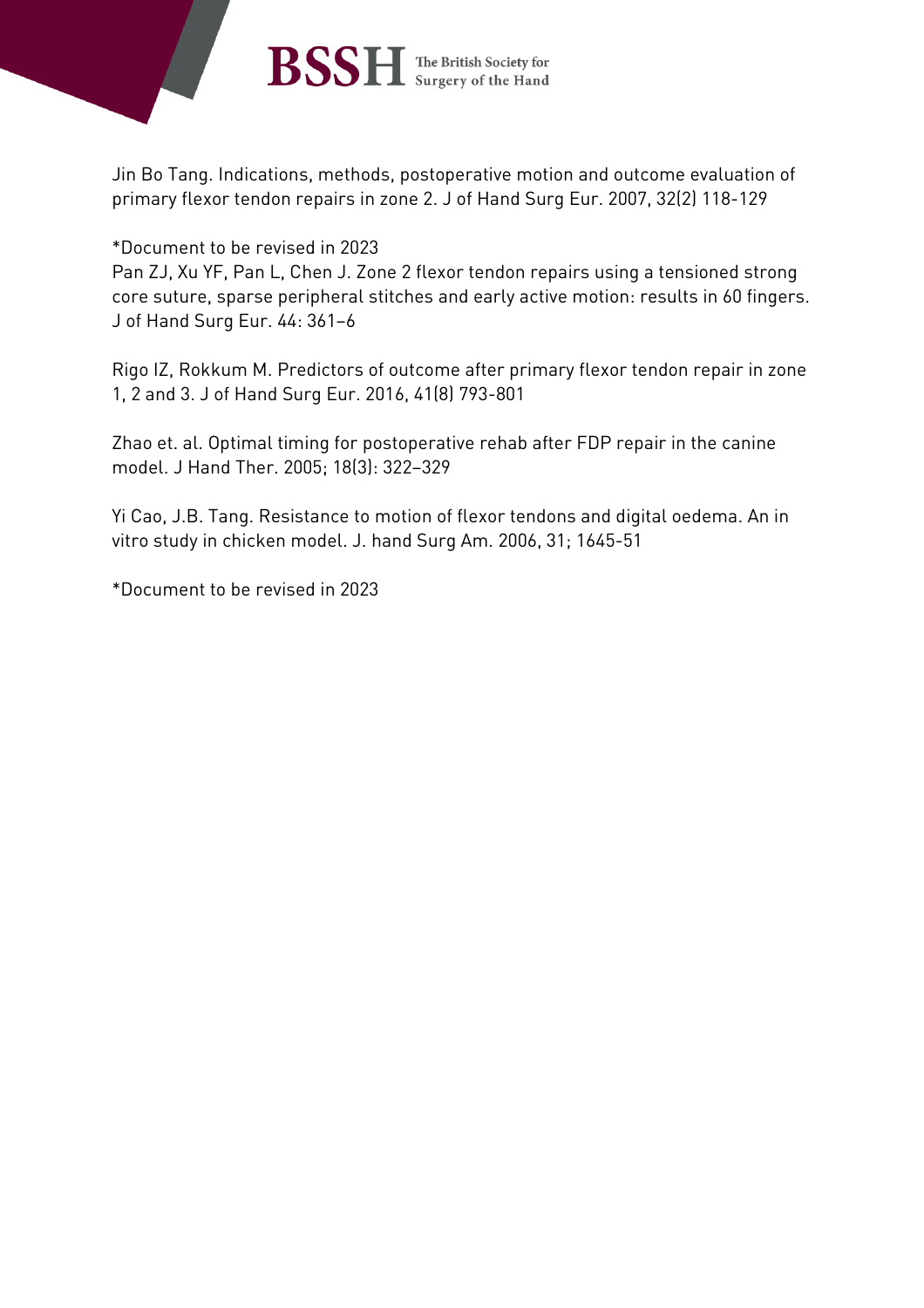Jin Bo Tang. Indications, methods, postoperative motion and outcome evaluation of primary flexor tendon repairs in zone 2. J of Hand Surg Eur. 2007, 32(2) 118-129

*Document to be revised in 2023

Pan ZJ, Xu YF, Pan L, Chen J. Zone 2 flexor tendon repairs using a tensioned strong core suture, sparse peripheral stitches and early active motion: results in 60 fingers. J of Hand Surg Eur. 44: 361–6

Rigo IZ, Rokkum M. Predictors of outcome after primary flexor tendon repair in zone 1, 2 and 3. J of Hand Surg Eur. 2016, 41(8) 793-801

Zhao et. al. Optimal timing for postoperative rehab after FDP repair in the canine model. J Hand Ther. 2005; 18(3): 322–329

Yi Cao, J.B. Tang. Resistance to motion of flexor tendons and digital oedema. An in vitro study in chicken model. J. hand Surg Am. 2006, 31; 1645-51

*Document to be revised in 2023